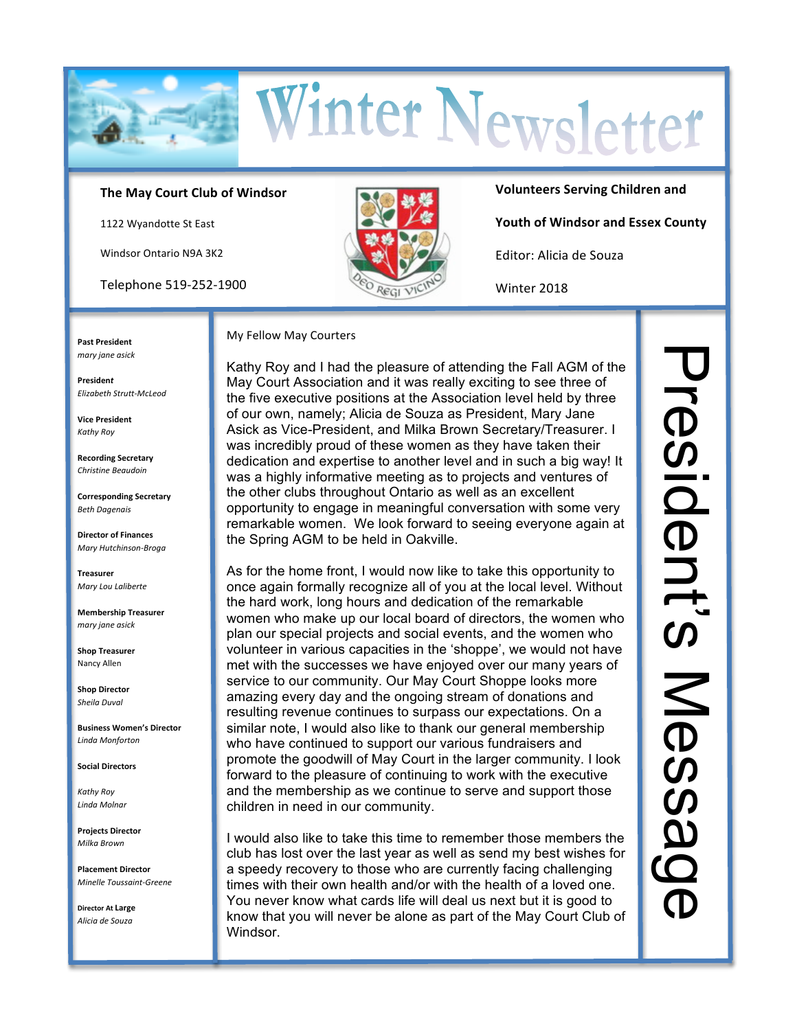# Winter Newsletter

**The May Court Club of Windsor**

1122 Wyandotte St East

Windsor Ontario N9A 3K2

Telephone 519-252-1900

**Volunteers Serving Children and Youth of Windsor and Essex County**

Editor: Alicia de Souza

Winter 2018

**Past President**
*mary jane asick*

**President**
*Elizabeth Strutt-McLeod*

**Vice President**
*Kathy Roy*

**Recording Secretary**
*Christine Beaudoin*

**Corresponding Secretary**
*Beth Dagenais*

**Director of Finances**
*Mary Hutchinson-Broga*

**Treasurer**
*Mary Lou Laliberte*

**Membership Treasurer**
*mary jane asick*

**Shop Treasurer**
Nancy Allen

**Shop Director**
*Sheila Duval*

**Business Women's Director**
*Linda Monforton*

**Social Directors**

*Kathy Roy*
*Linda Molnar*

**Projects Director**
*Milka Brown*

**Placement Director**
*Minelle Toussaint-Greene*

**Director At Large**
*Alicia de Souza*

## President's Message

My Fellow May Courters

Kathy Roy and I had the pleasure of attending the Fall AGM of the May Court Association and it was really exciting to see three of the five executive positions at the Association level held by three of our own, namely; Alicia de Souza as President, Mary Jane Asick as Vice-President, and Milka Brown Secretary/Treasurer. I was incredibly proud of these women as they have taken their dedication and expertise to another level and in such a big way! It was a highly informative meeting as to projects and ventures of the other clubs throughout Ontario as well as an excellent opportunity to engage in meaningful conversation with some very remarkable women. We look forward to seeing everyone again at the Spring AGM to be held in Oakville.

As for the home front, I would now like to take this opportunity to once again formally recognize all of you at the local level. Without the hard work, long hours and dedication of the remarkable women who make up our local board of directors, the women who plan our special projects and social events, and the women who volunteer in various capacities in the 'shoppe', we would not have met with the successes we have enjoyed over our many years of service to our community. Our May Court Shoppe looks more amazing every day and the ongoing stream of donations and resulting revenue continues to surpass our expectations. On a similar note, I would also like to thank our general membership who have continued to support our various fundraisers and promote the goodwill of May Court in the larger community. I look forward to the pleasure of continuing to work with the executive and the membership as we continue to serve and support those children in need in our community.

I would also like to take this time to remember those members the club has lost over the last year as well as send my best wishes for a speedy recovery to those who are currently facing challenging times with their own health and/or with the health of a loved one. You never know what cards life will deal us next but it is good to know that you will never be alone as part of the May Court Club of Windsor.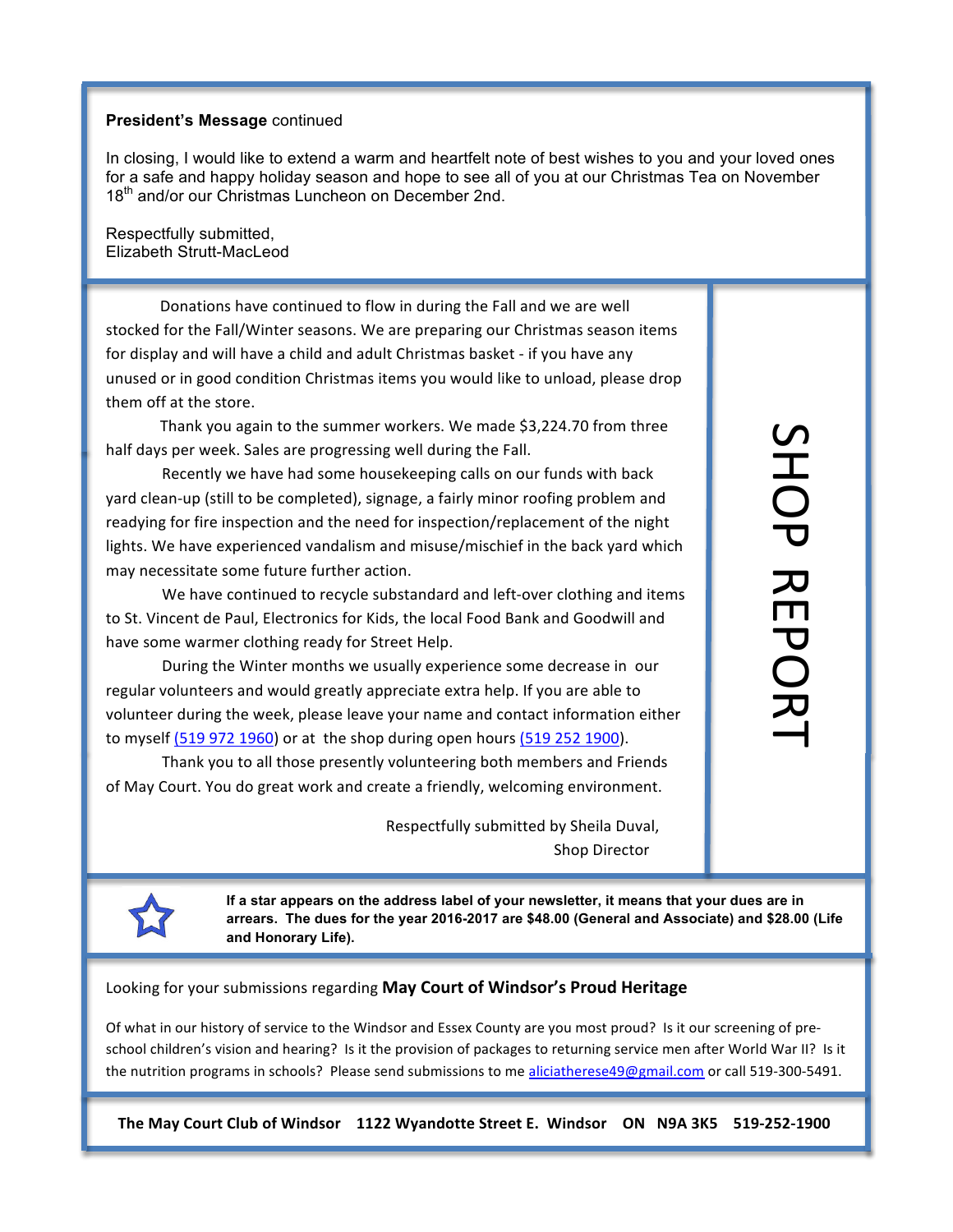**President's Message** continued

In closing, I would like to extend a warm and heartfelt note of best wishes to you and your loved ones for a safe and happy holiday season and hope to see all of you at our Christmas Tea on November 18th and/or our Christmas Luncheon on December 2nd.

Respectfully submitted,
Elizabeth Strutt-MacLeod

## SHOP REPORT

Donations have continued to flow in during the Fall and we are well stocked for the Fall/Winter seasons. We are preparing our Christmas season items for display and will have a child and adult Christmas basket - if you have any unused or in good condition Christmas items you would like to unload, please drop them off at the store.

Thank you again to the summer workers. We made $3,224.70 from three half days per week. Sales are progressing well during the Fall.

Recently we have had some housekeeping calls on our funds with back yard clean-up (still to be completed), signage, a fairly minor roofing problem and readying for fire inspection and the need for inspection/replacement of the night lights. We have experienced vandalism and misuse/mischief in the back yard which may necessitate some future further action.

We have continued to recycle substandard and left-over clothing and items to St. Vincent de Paul, Electronics for Kids, the local Food Bank and Goodwill and have some warmer clothing ready for Street Help.

During the Winter months we usually experience some decrease in our regular volunteers and would greatly appreciate extra help. If you are able to volunteer during the week, please leave your name and contact information either to myself (519 972 1960) or at the shop during open hours (519 252 1900).

Thank you to all those presently volunteering both members and Friends of May Court. You do great work and create a friendly, welcoming environment.

Respectfully submitted by Sheila Duval,
Shop Director

**If a star appears on the address label of your newsletter, it means that your dues are in arrears. The dues for the year 2016-2017 are $48.00 (General and Associate) and $28.00 (Life and Honorary Life).**

Looking for your submissions regarding **May Court of Windsor's Proud Heritage**

Of what in our history of service to the Windsor and Essex County are you most proud? Is it our screening of pre-school children's vision and hearing? Is it the provision of packages to returning service men after World War II? Is it the nutrition programs in schools? Please send submissions to me aliciatherese49@gmail.com or call 519-300-5491.

**The May Court Club of Windsor 1122 Wyandotte Street E. Windsor ON N9A 3K5 519-252-1900**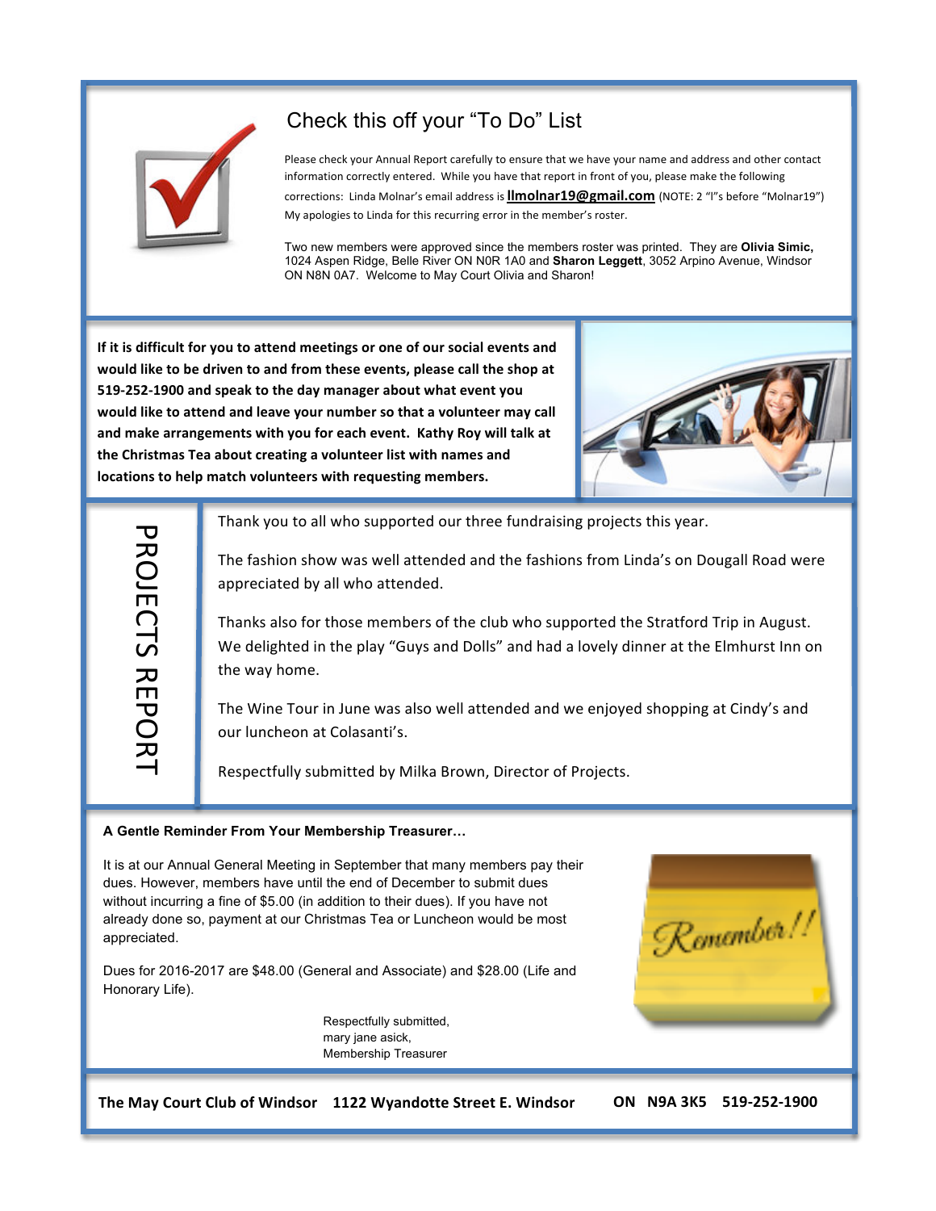## Check this off your "To Do" List

Please check your Annual Report carefully to ensure that we have your name and address and other contact information correctly entered. While you have that report in front of you, please make the following corrections: Linda Molnar's email address is **llmolnar19@gmail.com** (NOTE: 2 "l"s before "Molnar19") My apologies to Linda for this recurring error in the member's roster.

Two new members were approved since the members roster was printed. They are **Olivia Simic,** 1024 Aspen Ridge, Belle River ON N0R 1A0 and **Sharon Leggett**, 3052 Arpino Avenue, Windsor ON N8N 0A7. Welcome to May Court Olivia and Sharon!

**If it is difficult for you to attend meetings or one of our social events and would like to be driven to and from these events, please call the shop at 519-252-1900 and speak to the day manager about what event you would like to attend and leave your number so that a volunteer may call and make arrangements with you for each event. Kathy Roy will talk at the Christmas Tea about creating a volunteer list with names and locations to help match volunteers with requesting members.**

## PROJECTS REPORT

Thank you to all who supported our three fundraising projects this year.

The fashion show was well attended and the fashions from Linda's on Dougall Road were appreciated by all who attended.

Thanks also for those members of the club who supported the Stratford Trip in August. We delighted in the play "Guys and Dolls" and had a lovely dinner at the Elmhurst Inn on the way home.

The Wine Tour in June was also well attended and we enjoyed shopping at Cindy's and our luncheon at Colasanti's.

Respectfully submitted by Milka Brown, Director of Projects.

**A Gentle Reminder From Your Membership Treasurer…**

It is at our Annual General Meeting in September that many members pay their dues. However, members have until the end of December to submit dues without incurring a fine of $5.00 (in addition to their dues). If you have not already done so, payment at our Christmas Tea or Luncheon would be most appreciated.

Dues for 2016-2017 are $48.00 (General and Associate) and $28.00 (Life and Honorary Life).

Respectfully submitted,
mary jane asick,
Membership Treasurer

Remember!!

**The May Court Club of Windsor 1122 Wyandotte Street E. Windsor ON N9A 3K5 519-252-1900**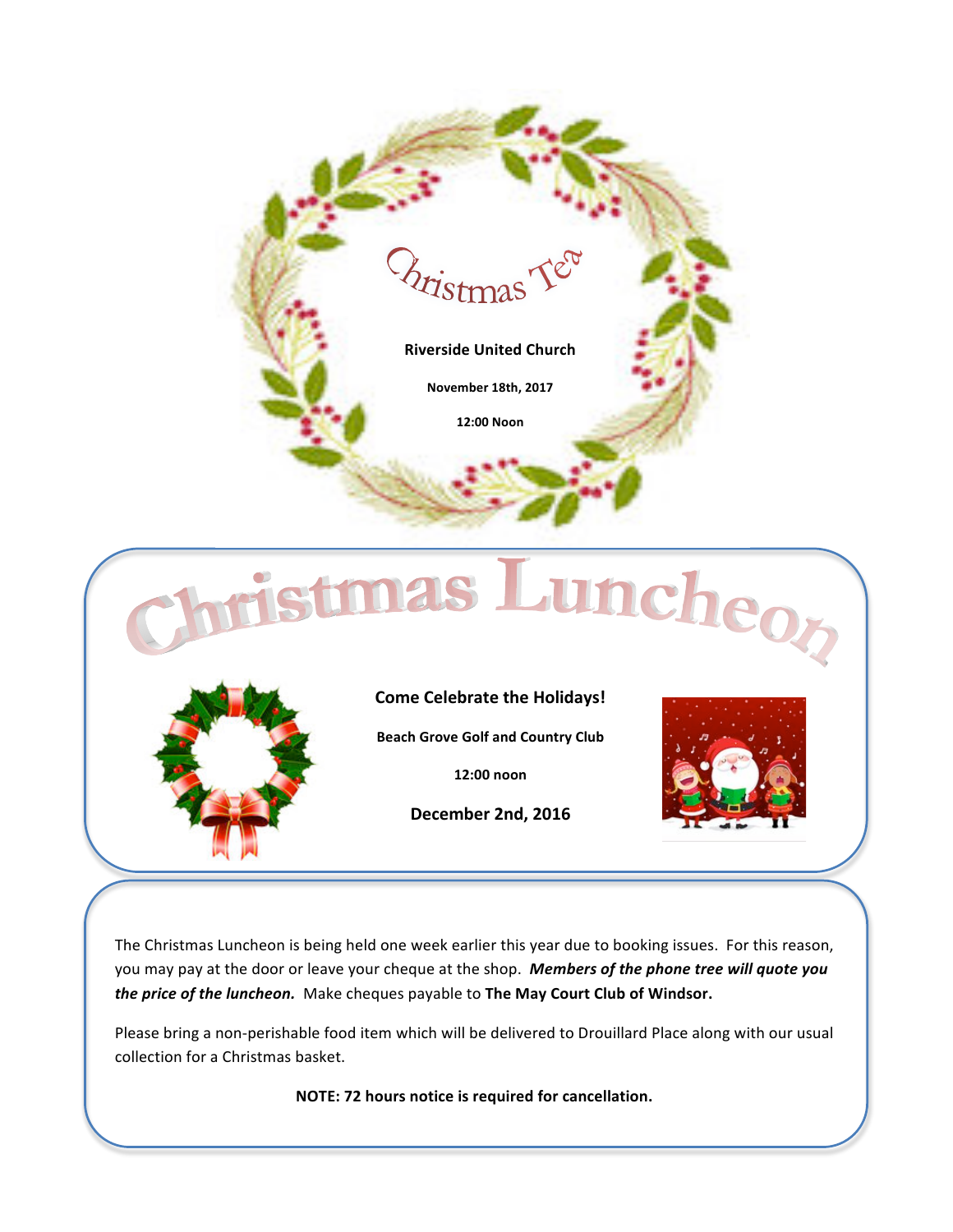# Christmas Tea

**Riverside United Church**

**November 18th, 2017**

**12:00 Noon**

# Christmas Luncheon

**Come Celebrate the Holidays!**

**Beach Grove Golf and Country Club**

**12:00 noon**

**December 2nd, 2016**

The Christmas Luncheon is being held one week earlier this year due to booking issues. For this reason, you may pay at the door or leave your cheque at the shop. ***Members of the phone tree will quote you the price of the luncheon.*** Make cheques payable to **The May Court Club of Windsor.**

Please bring a non-perishable food item which will be delivered to Drouillard Place along with our usual collection for a Christmas basket.

**NOTE: 72 hours notice is required for cancellation.**